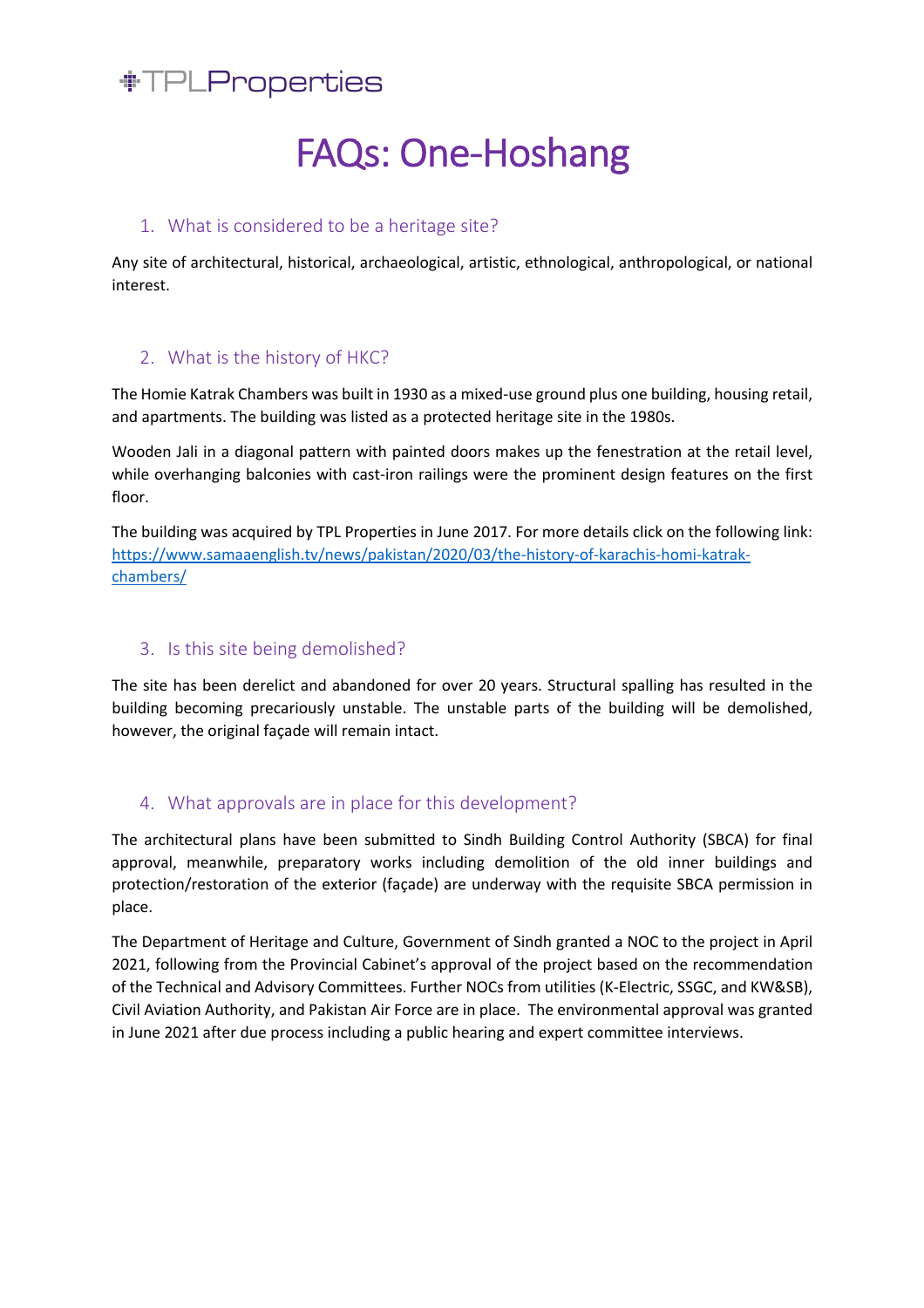TPLProperties

# FAQs: One-Hoshang

## 1. What is considered to be a heritage site?

Any site of architectural, historical, archaeological, artistic, ethnological, anthropological, or national interest.

## 2. What is the history of HKC?

The Homie Katrak Chambers was built in 1930 as a mixed-use ground plus one building, housing retail, and apartments. The building was listed as a protected heritage site in the 1980s.

Wooden Jali in a diagonal pattern with painted doors makes up the fenestration at the retail level, while overhanging balconies with cast-iron railings were the prominent design features on the first floor.

The building was acquired by TPL Properties in June 2017. For more details click on the following link: [https://www.samaaenglish.tv/news/pakistan/2020/03/the-history-of-karachis-homi-katrak-chambers/](https://www.samaaenglish.tv/news/pakistan/2020/03/the-history-of-karachis-homi-katrak-chambers/)

## 3. Is this site being demolished?

The site has been derelict and abandoned for over 20 years. Structural spalling has resulted in the building becoming precariously unstable. The unstable parts of the building will be demolished, however, the original façade will remain intact.

## 4. What approvals are in place for this development?

The architectural plans have been submitted to Sindh Building Control Authority (SBCA) for final approval, meanwhile, preparatory works including demolition of the old inner buildings and protection/restoration of the exterior (façade) are underway with the requisite SBCA permission in place.

The Department of Heritage and Culture, Government of Sindh granted a NOC to the project in April 2021, following from the Provincial Cabinet's approval of the project based on the recommendation of the Technical and Advisory Committees. Further NOCs from utilities (K-Electric, SSGC, and KW&SB), Civil Aviation Authority, and Pakistan Air Force are in place. The environmental approval was granted in June 2021 after due process including a public hearing and expert committee interviews.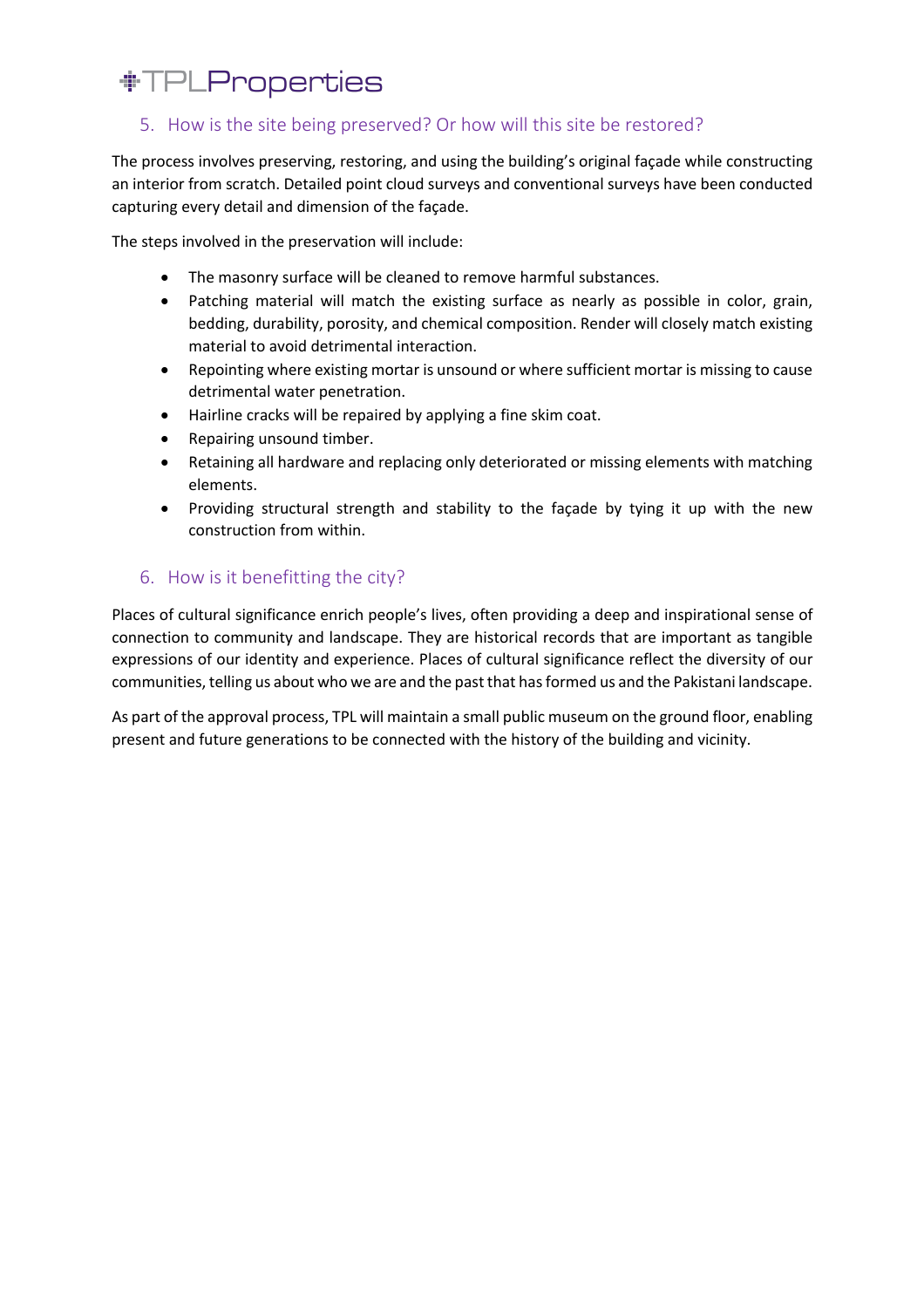## 5. How is the site being preserved? Or how will this site be restored?

The process involves preserving, restoring, and using the building's original façade while constructing an interior from scratch. Detailed point cloud surveys and conventional surveys have been conducted capturing every detail and dimension of the façade.

The steps involved in the preservation will include:

- The masonry surface will be cleaned to remove harmful substances.
- Patching material will match the existing surface as nearly as possible in color, grain, bedding, durability, porosity, and chemical composition. Render will closely match existing material to avoid detrimental interaction.
- Repointing where existing mortar is unsound or where sufficient mortar is missing to cause detrimental water penetration.
- Hairline cracks will be repaired by applying a fine skim coat.
- Repairing unsound timber.
- Retaining all hardware and replacing only deteriorated or missing elements with matching elements.
- Providing structural strength and stability to the façade by tying it up with the new construction from within.

## 6. How is it benefitting the city?

Places of cultural significance enrich people's lives, often providing a deep and inspirational sense of connection to community and landscape. They are historical records that are important as tangible expressions of our identity and experience. Places of cultural significance reflect the diversity of our communities, telling us about who we are and the past that has formed us and the Pakistani landscape.

As part of the approval process, TPL will maintain a small public museum on the ground floor, enabling present and future generations to be connected with the history of the building and vicinity.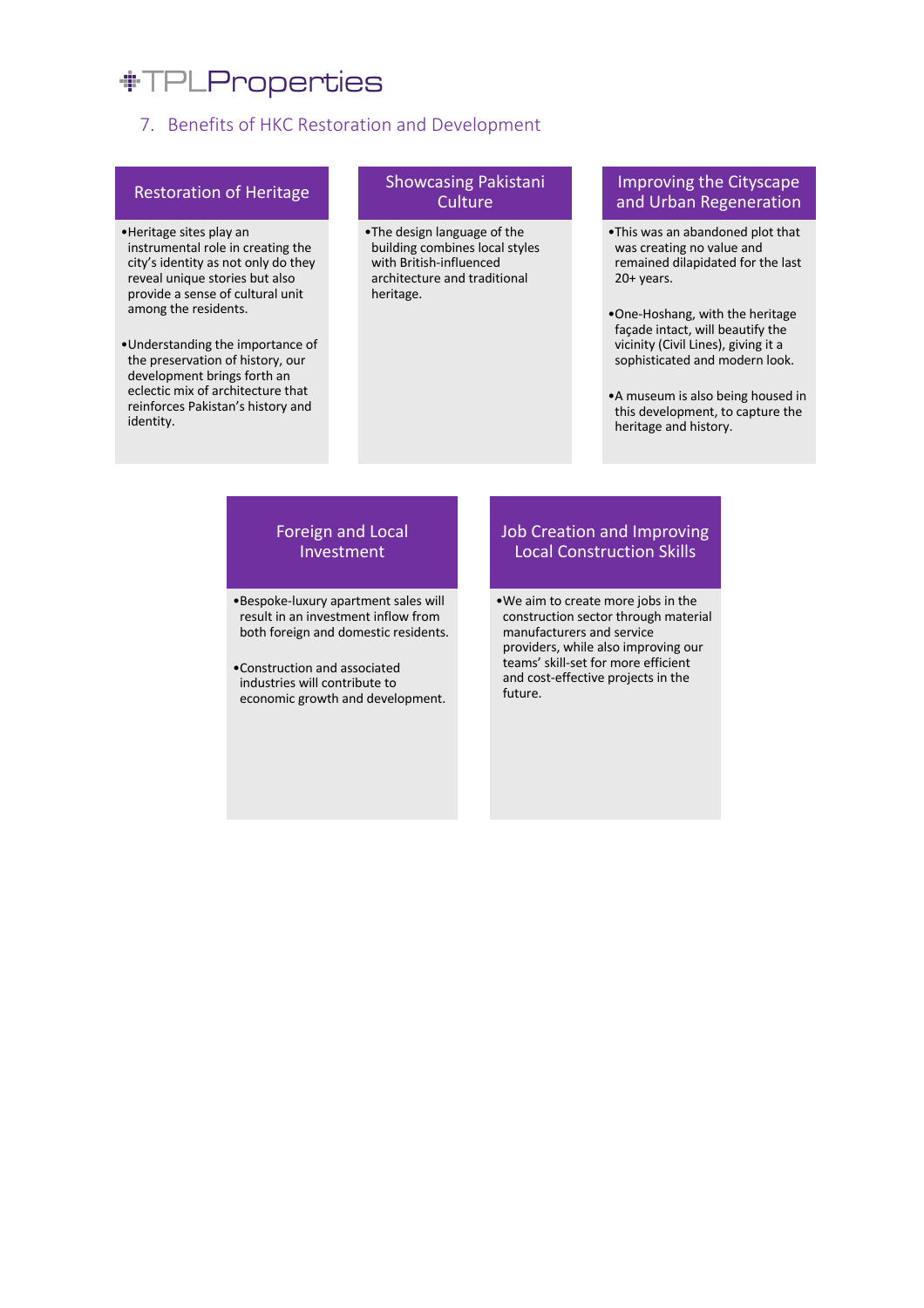# TPLProperties

## 7. Benefits of HKC Restoration and Development

### Restoration of Heritage

- Heritage sites play an instrumental role in creating the city's identity as not only do they reveal unique stories but also provide a sense of cultural unit among the residents.
- Understanding the importance of the preservation of history, our development brings forth an eclectic mix of architecture that reinforces Pakistan's history and identity.

### Showcasing Pakistani Culture

- The design language of the building combines local styles with British-influenced architecture and traditional heritage.

### Improving the Cityscape and Urban Regeneration

- This was an abandoned plot that was creating no value and remained dilapidated for the last 20+ years.
- One-Hoshang, with the heritage façade intact, will beautify the vicinity (Civil Lines), giving it a sophisticated and modern look.
- A museum is also being housed in this development, to capture the heritage and history.

### Foreign and Local Investment

- Bespoke-luxury apartment sales will result in an investment inflow from both foreign and domestic residents.
- Construction and associated industries will contribute to economic growth and development.

### Job Creation and Improving Local Construction Skills

- We aim to create more jobs in the construction sector through material manufacturers and service providers, while also improving our teams' skill-set for more efficient and cost-effective projects in the future.